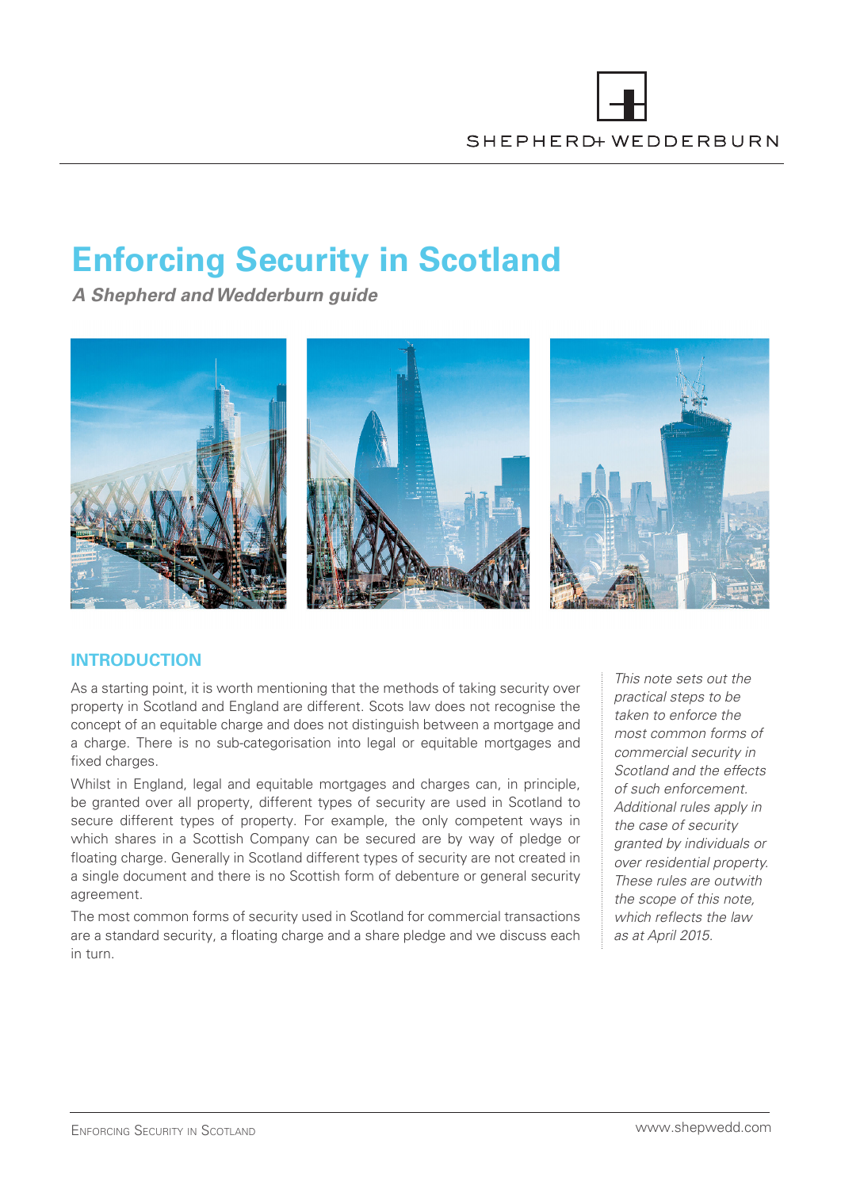SHEPHERD+ WEDDERBURN

# Enforcing Security in Scotland

***A Shepherd and Wedderburn guide***

## INTRODUCTION

*This note sets out the practical steps to be taken to enforce the most common forms of commercial security in Scotland and the effects of such enforcement. Additional rules apply in the case of security granted by individuals or over residential property. These rules are outwith the scope of this note, which reflects the law as at April 2015.*

As a starting point, it is worth mentioning that the methods of taking security over property in Scotland and England are different. Scots law does not recognise the concept of an equitable charge and does not distinguish between a mortgage and a charge. There is no sub-categorisation into legal or equitable mortgages and fixed charges.

Whilst in England, legal and equitable mortgages and charges can, in principle, be granted over all property, different types of security are used in Scotland to secure different types of property. For example, the only competent ways in which shares in a Scottish Company can be secured are by way of pledge or floating charge. Generally in Scotland different types of security are not created in a single document and there is no Scottish form of debenture or general security agreement.

The most common forms of security used in Scotland for commercial transactions are a standard security, a floating charge and a share pledge and we discuss each in turn.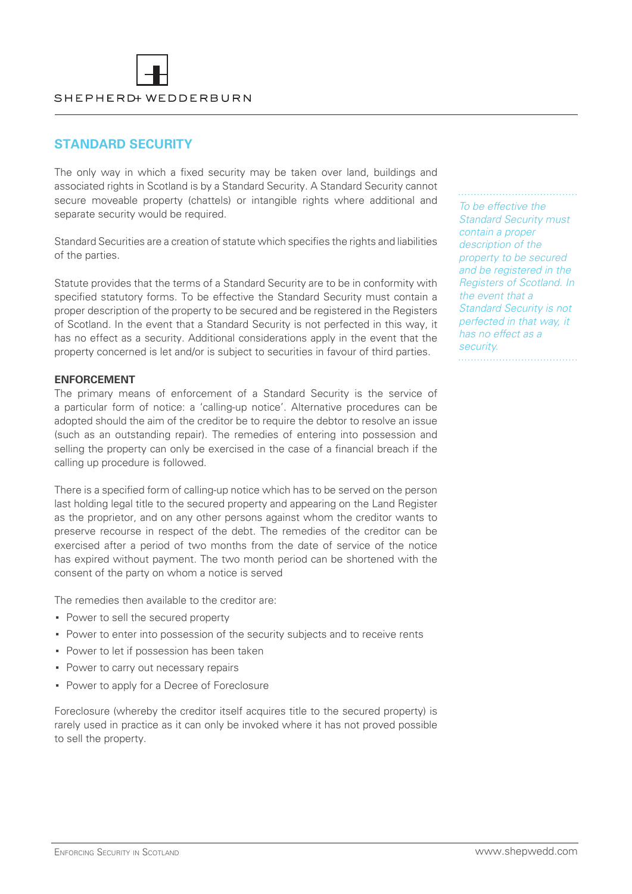## STANDARD SECURITY

The only way in which a fixed security may be taken over land, buildings and associated rights in Scotland is by a Standard Security. A Standard Security cannot secure moveable property (chattels) or intangible rights where additional and separate security would be required.

Standard Securities are a creation of statute which specifies the rights and liabilities of the parties.

Statute provides that the terms of a Standard Security are to be in conformity with specified statutory forms. To be effective the Standard Security must contain a proper description of the property to be secured and be registered in the Registers of Scotland. In the event that a Standard Security is not perfected in this way, it has no effect as a security. Additional considerations apply in the event that the property concerned is let and/or is subject to securities in favour of third parties.

*To be effective the Standard Security must contain a proper description of the property to be secured and be registered in the Registers of Scotland. In the event that a Standard Security is not perfected in that way, it has no effect as a security.*

### ENFORCEMENT

The primary means of enforcement of a Standard Security is the service of a particular form of notice: a 'calling-up notice'. Alternative procedures can be adopted should the aim of the creditor be to require the debtor to resolve an issue (such as an outstanding repair). The remedies of entering into possession and selling the property can only be exercised in the case of a financial breach if the calling up procedure is followed.

There is a specified form of calling-up notice which has to be served on the person last holding legal title to the secured property and appearing on the Land Register as the proprietor, and on any other persons against whom the creditor wants to preserve recourse in respect of the debt. The remedies of the creditor can be exercised after a period of two months from the date of service of the notice has expired without payment. The two month period can be shortened with the consent of the party on whom a notice is served

The remedies then available to the creditor are:

- Power to sell the secured property
- Power to enter into possession of the security subjects and to receive rents
- Power to let if possession has been taken
- Power to carry out necessary repairs
- Power to apply for a Decree of Foreclosure

Foreclosure (whereby the creditor itself acquires title to the secured property) is rarely used in practice as it can only be invoked where it has not proved possible to sell the property.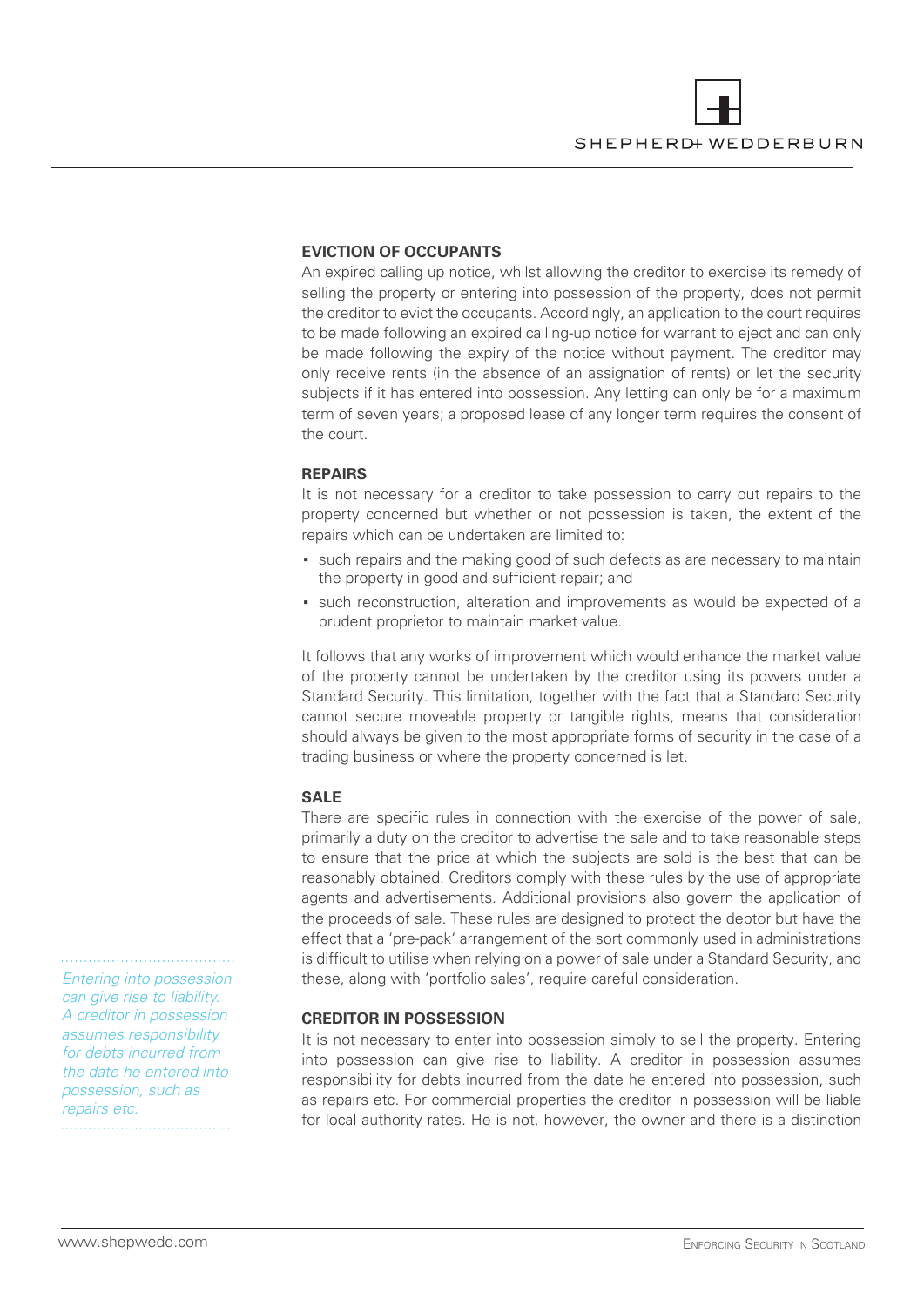## EVICTION OF OCCUPANTS

An expired calling up notice, whilst allowing the creditor to exercise its remedy of selling the property or entering into possession of the property, does not permit the creditor to evict the occupants. Accordingly, an application to the court requires to be made following an expired calling-up notice for warrant to eject and can only be made following the expiry of the notice without payment. The creditor may only receive rents (in the absence of an assignation of rents) or let the security subjects if it has entered into possession. Any letting can only be for a maximum term of seven years; a proposed lease of any longer term requires the consent of the court.

## REPAIRS

It is not necessary for a creditor to take possession to carry out repairs to the property concerned but whether or not possession is taken, the extent of the repairs which can be undertaken are limited to:

- such repairs and the making good of such defects as are necessary to maintain the property in good and sufficient repair; and
- such reconstruction, alteration and improvements as would be expected of a prudent proprietor to maintain market value.

It follows that any works of improvement which would enhance the market value of the property cannot be undertaken by the creditor using its powers under a Standard Security. This limitation, together with the fact that a Standard Security cannot secure moveable property or tangible rights, means that consideration should always be given to the most appropriate forms of security in the case of a trading business or where the property concerned is let.

## SALE

There are specific rules in connection with the exercise of the power of sale, primarily a duty on the creditor to advertise the sale and to take reasonable steps to ensure that the price at which the subjects are sold is the best that can be reasonably obtained. Creditors comply with these rules by the use of appropriate agents and advertisements. Additional provisions also govern the application of the proceeds of sale. These rules are designed to protect the debtor but have the effect that a 'pre-pack' arrangement of the sort commonly used in administrations is difficult to utilise when relying on a power of sale under a Standard Security, and these, along with 'portfolio sales', require careful consideration.

*Entering into possession can give rise to liability. A creditor in possession assumes responsibility for debts incurred from the date he entered into possession, such as repairs etc.*

## CREDITOR IN POSSESSION

It is not necessary to enter into possession simply to sell the property. Entering into possession can give rise to liability. A creditor in possession assumes responsibility for debts incurred from the date he entered into possession, such as repairs etc. For commercial properties the creditor in possession will be liable for local authority rates. He is not, however, the owner and there is a distinction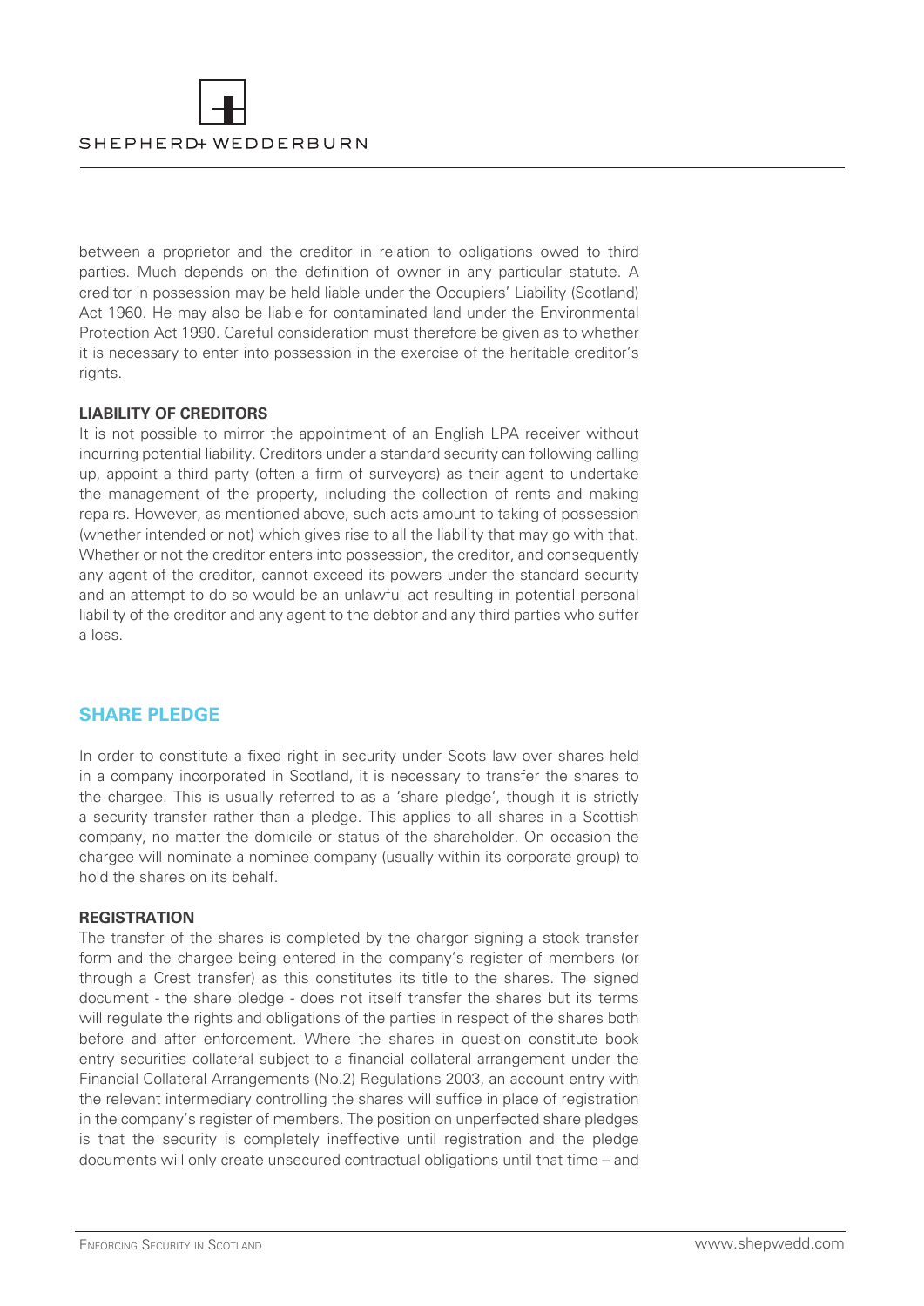between a proprietor and the creditor in relation to obligations owed to third parties. Much depends on the definition of owner in any particular statute. A creditor in possession may be held liable under the Occupiers' Liability (Scotland) Act 1960. He may also be liable for contaminated land under the Environmental Protection Act 1990. Careful consideration must therefore be given as to whether it is necessary to enter into possession in the exercise of the heritable creditor's rights.

### LIABILITY OF CREDITORS

It is not possible to mirror the appointment of an English LPA receiver without incurring potential liability. Creditors under a standard security can following calling up, appoint a third party (often a firm of surveyors) as their agent to undertake the management of the property, including the collection of rents and making repairs. However, as mentioned above, such acts amount to taking of possession (whether intended or not) which gives rise to all the liability that may go with that. Whether or not the creditor enters into possession, the creditor, and consequently any agent of the creditor, cannot exceed its powers under the standard security and an attempt to do so would be an unlawful act resulting in potential personal liability of the creditor and any agent to the debtor and any third parties who suffer a loss.

## SHARE PLEDGE

In order to constitute a fixed right in security under Scots law over shares held in a company incorporated in Scotland, it is necessary to transfer the shares to the chargee. This is usually referred to as a 'share pledge', though it is strictly a security transfer rather than a pledge. This applies to all shares in a Scottish company, no matter the domicile or status of the shareholder. On occasion the chargee will nominate a nominee company (usually within its corporate group) to hold the shares on its behalf.

### REGISTRATION

The transfer of the shares is completed by the chargor signing a stock transfer form and the chargee being entered in the company's register of members (or through a Crest transfer) as this constitutes its title to the shares. The signed document - the share pledge - does not itself transfer the shares but its terms will regulate the rights and obligations of the parties in respect of the shares both before and after enforcement. Where the shares in question constitute book entry securities collateral subject to a financial collateral arrangement under the Financial Collateral Arrangements (No.2) Regulations 2003, an account entry with the relevant intermediary controlling the shares will suffice in place of registration in the company's register of members. The position on unperfected share pledges is that the security is completely ineffective until registration and the pledge documents will only create unsecured contractual obligations until that time – and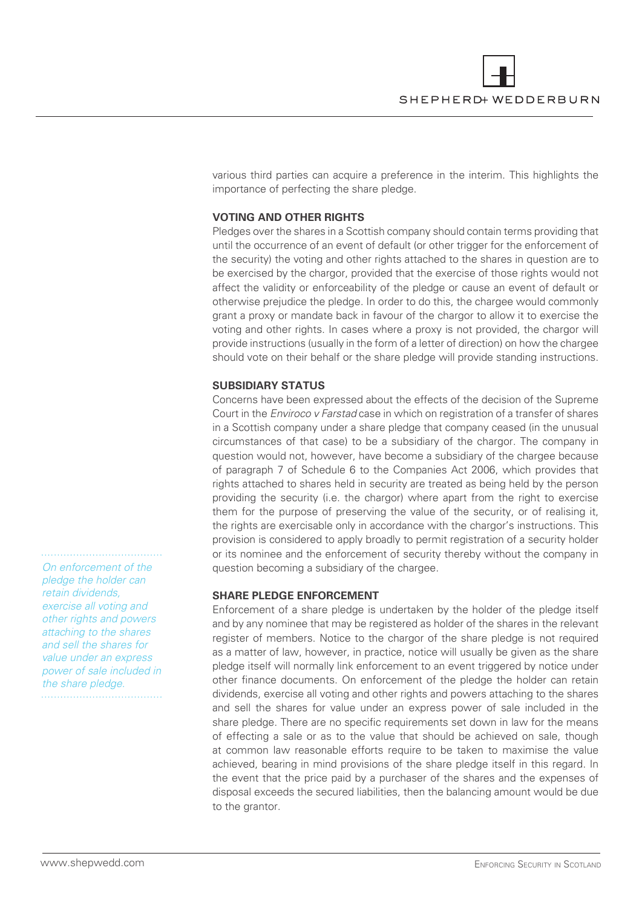various third parties can acquire a preference in the interim. This highlights the importance of perfecting the share pledge.

## VOTING AND OTHER RIGHTS

Pledges over the shares in a Scottish company should contain terms providing that until the occurrence of an event of default (or other trigger for the enforcement of the security) the voting and other rights attached to the shares in question are to be exercised by the chargor, provided that the exercise of those rights would not affect the validity or enforceability of the pledge or cause an event of default or otherwise prejudice the pledge. In order to do this, the chargee would commonly grant a proxy or mandate back in favour of the chargor to allow it to exercise the voting and other rights. In cases where a proxy is not provided, the chargor will provide instructions (usually in the form of a letter of direction) on how the chargee should vote on their behalf or the share pledge will provide standing instructions.

## SUBSIDIARY STATUS

Concerns have been expressed about the effects of the decision of the Supreme Court in the *Enviroco v Farstad* case in which on registration of a transfer of shares in a Scottish company under a share pledge that company ceased (in the unusual circumstances of that case) to be a subsidiary of the chargor. The company in question would not, however, have become a subsidiary of the chargee because of paragraph 7 of Schedule 6 to the Companies Act 2006, which provides that rights attached to shares held in security are treated as being held by the person providing the security (i.e. the chargor) where apart from the right to exercise them for the purpose of preserving the value of the security, or of realising it, the rights are exercisable only in accordance with the chargor's instructions. This provision is considered to apply broadly to permit registration of a security holder or its nominee and the enforcement of security thereby without the company in question becoming a subsidiary of the chargee.

*On enforcement of the pledge the holder can retain dividends, exercise all voting and other rights and powers attaching to the shares and sell the shares for value under an express power of sale included in the share pledge.*

## SHARE PLEDGE ENFORCEMENT

Enforcement of a share pledge is undertaken by the holder of the pledge itself and by any nominee that may be registered as holder of the shares in the relevant register of members. Notice to the chargor of the share pledge is not required as a matter of law, however, in practice, notice will usually be given as the share pledge itself will normally link enforcement to an event triggered by notice under other finance documents. On enforcement of the pledge the holder can retain dividends, exercise all voting and other rights and powers attaching to the shares and sell the shares for value under an express power of sale included in the share pledge. There are no specific requirements set down in law for the means of effecting a sale or as to the value that should be achieved on sale, though at common law reasonable efforts require to be taken to maximise the value achieved, bearing in mind provisions of the share pledge itself in this regard. In the event that the price paid by a purchaser of the shares and the expenses of disposal exceeds the secured liabilities, then the balancing amount would be due to the grantor.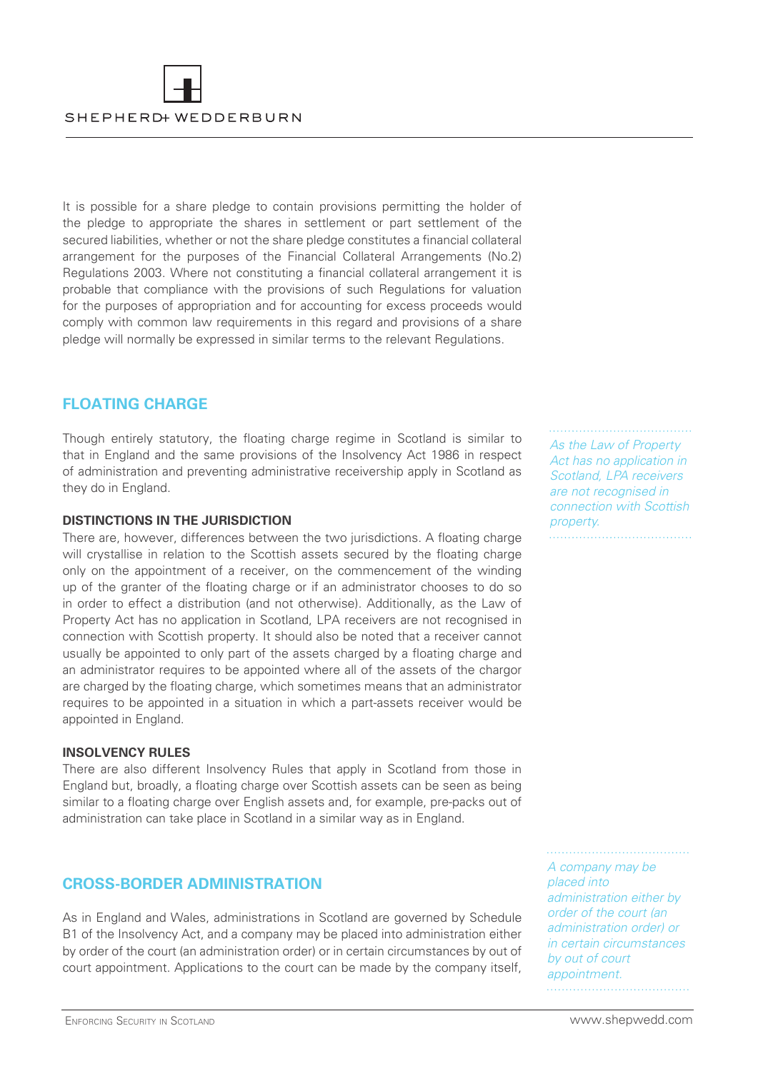It is possible for a share pledge to contain provisions permitting the holder of the pledge to appropriate the shares in settlement or part settlement of the secured liabilities, whether or not the share pledge constitutes a financial collateral arrangement for the purposes of the Financial Collateral Arrangements (No.2) Regulations 2003. Where not constituting a financial collateral arrangement it is probable that compliance with the provisions of such Regulations for valuation for the purposes of appropriation and for accounting for excess proceeds would comply with common law requirements in this regard and provisions of a share pledge will normally be expressed in similar terms to the relevant Regulations.

## FLOATING CHARGE

Though entirely statutory, the floating charge regime in Scotland is similar to that in England and the same provisions of the Insolvency Act 1986 in respect of administration and preventing administrative receivership apply in Scotland as they do in England.

*As the Law of Property Act has no application in Scotland, LPA receivers are not recognised in connection with Scottish property.*

### DISTINCTIONS IN THE JURISDICTION

There are, however, differences between the two jurisdictions. A floating charge will crystallise in relation to the Scottish assets secured by the floating charge only on the appointment of a receiver, on the commencement of the winding up of the granter of the floating charge or if an administrator chooses to do so in order to effect a distribution (and not otherwise). Additionally, as the Law of Property Act has no application in Scotland, LPA receivers are not recognised in connection with Scottish property. It should also be noted that a receiver cannot usually be appointed to only part of the assets charged by a floating charge and an administrator requires to be appointed where all of the assets of the chargor are charged by the floating charge, which sometimes means that an administrator requires to be appointed in a situation in which a part-assets receiver would be appointed in England.

### INSOLVENCY RULES

There are also different Insolvency Rules that apply in Scotland from those in England but, broadly, a floating charge over Scottish assets can be seen as being similar to a floating charge over English assets and, for example, pre-packs out of administration can take place in Scotland in a similar way as in England.

## CROSS-BORDER ADMINISTRATION

*A company may be placed into administration either by order of the court (an administration order) or in certain circumstances by out of court appointment.*

As in England and Wales, administrations in Scotland are governed by Schedule B1 of the Insolvency Act, and a company may be placed into administration either by order of the court (an administration order) or in certain circumstances by out of court appointment. Applications to the court can be made by the company itself,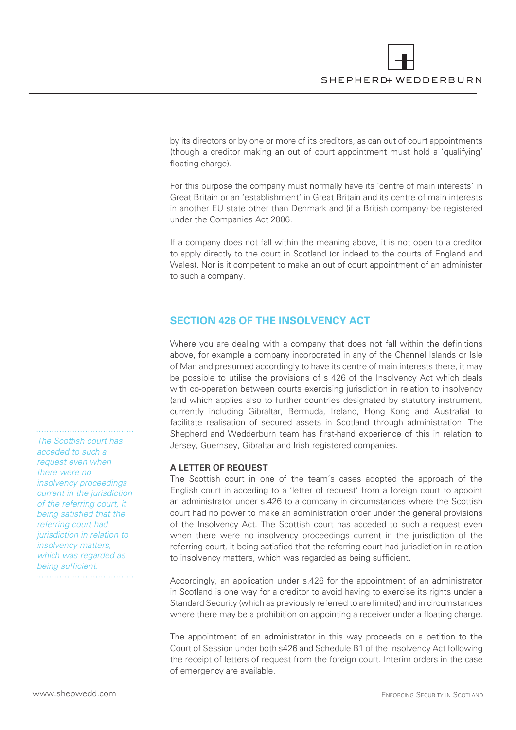by its directors or by one or more of its creditors, as can out of court appointments (though a creditor making an out of court appointment must hold a 'qualifying' floating charge).

For this purpose the company must normally have its 'centre of main interests' in Great Britain or an 'establishment' in Great Britain and its centre of main interests in another EU state other than Denmark and (if a British company) be registered under the Companies Act 2006.

If a company does not fall within the meaning above, it is not open to a creditor to apply directly to the court in Scotland (or indeed to the courts of England and Wales). Nor is it competent to make an out of court appointment of an administer to such a company.

## SECTION 426 OF THE INSOLVENCY ACT

Where you are dealing with a company that does not fall within the definitions above, for example a company incorporated in any of the Channel Islands or Isle of Man and presumed accordingly to have its centre of main interests there, it may be possible to utilise the provisions of s 426 of the Insolvency Act which deals with co-operation between courts exercising jurisdiction in relation to insolvency (and which applies also to further countries designated by statutory instrument, currently including Gibraltar, Bermuda, Ireland, Hong Kong and Australia) to facilitate realisation of secured assets in Scotland through administration. The Shepherd and Wedderburn team has first-hand experience of this in relation to Jersey, Guernsey, Gibraltar and Irish registered companies.

*The Scottish court has acceded to such a request even when there were no insolvency proceedings current in the jurisdiction of the referring court, it being satisfied that the referring court had jurisdiction in relation to insolvency matters, which was regarded as being sufficient.*

### A LETTER OF REQUEST

The Scottish court in one of the team's cases adopted the approach of the English court in acceding to a 'letter of request' from a foreign court to appoint an administrator under s.426 to a company in circumstances where the Scottish court had no power to make an administration order under the general provisions of the Insolvency Act. The Scottish court has acceded to such a request even when there were no insolvency proceedings current in the jurisdiction of the referring court, it being satisfied that the referring court had jurisdiction in relation to insolvency matters, which was regarded as being sufficient.

Accordingly, an application under s.426 for the appointment of an administrator in Scotland is one way for a creditor to avoid having to exercise its rights under a Standard Security (which as previously referred to are limited) and in circumstances where there may be a prohibition on appointing a receiver under a floating charge.

The appointment of an administrator in this way proceeds on a petition to the Court of Session under both s426 and Schedule B1 of the Insolvency Act following the receipt of letters of request from the foreign court. Interim orders in the case of emergency are available.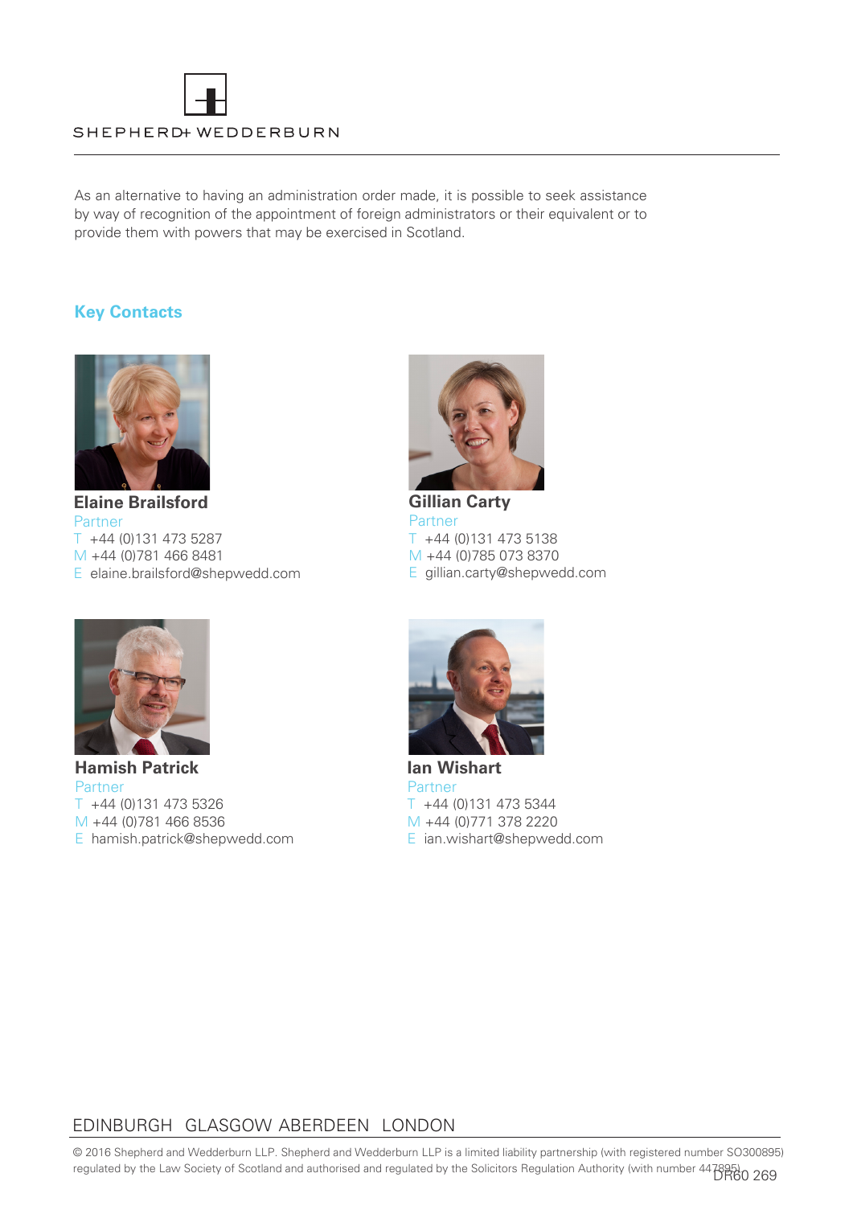As an alternative to having an administration order made, it is possible to seek assistance by way of recognition of the appointment of foreign administrators or their equivalent or to provide them with powers that may be exercised in Scotland.

## Key Contacts

**Elaine Brailsford**
Partner
T +44 (0)131 473 5287
M +44 (0)781 466 8481
E elaine.brailsford@shepwedd.com

**Gillian Carty**
Partner
T +44 (0)131 473 5138
M +44 (0)785 073 8370
E gillian.carty@shepwedd.com

**Hamish Patrick**
Partner
T +44 (0)131 473 5326
M +44 (0)781 466 8536
E hamish.patrick@shepwedd.com

**Ian Wishart**
Partner
T +44 (0)131 473 5344
M +44 (0)771 378 2220
E ian.wishart@shepwedd.com

EDINBURGH GLASGOW ABERDEEN LONDON

© 2016 Shepherd and Wedderburn LLP. Shepherd and Wedderburn LLP is a limited liability partnership (with registered number SO300895) regulated by the Law Society of Scotland and authorised and regulated by the Solicitors Regulation Authority (with number 447895).

DR60 269